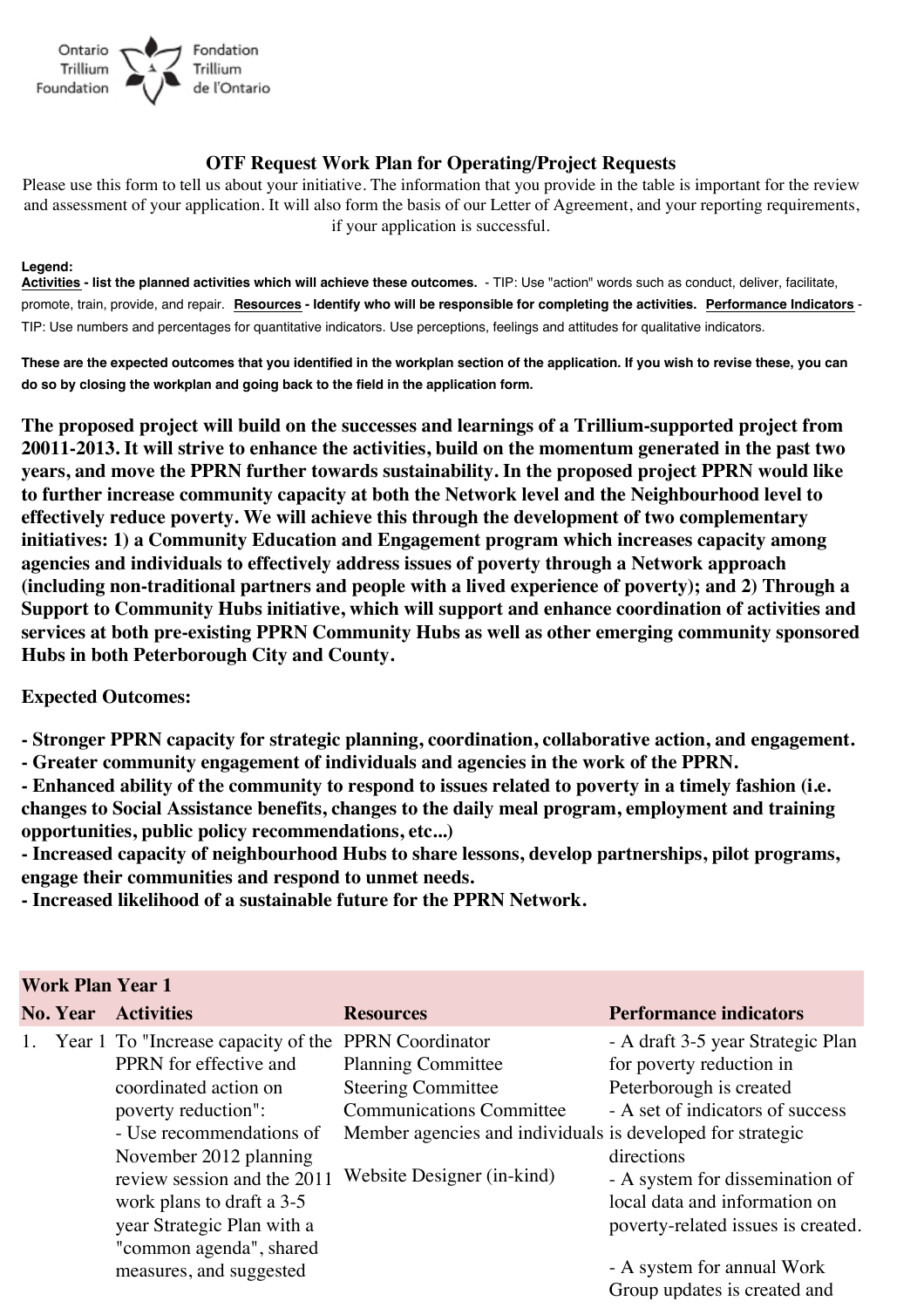Ontario Trillium Foundation — Fondation Trillium de l'Ontario

## OTF Request Work Plan for Operating/Project Requests

Please use this form to tell us about your initiative. The information that you provide in the table is important for the review and assessment of your application. It will also form the basis of our Letter of Agreement, and your reporting requirements, if your application is successful.

**Legend:**
**Activities - list the planned activities which will achieve these outcomes.** - TIP: Use "action" words such as conduct, deliver, facilitate, promote, train, provide, and repair. **Resources - Identify who will be responsible for completing the activities.** **Performance Indicators** - TIP: Use numbers and percentages for quantitative indicators. Use perceptions, feelings and attitudes for qualitative indicators.

**These are the expected outcomes that you identified in the workplan section of the application. If you wish to revise these, you can do so by closing the workplan and going back to the field in the application form.**

**The proposed project will build on the successes and learnings of a Trillium-supported project from 20011-2013. It will strive to enhance the activities, build on the momentum generated in the past two years, and move the PPRN further towards sustainability. In the proposed project PPRN would like to further increase community capacity at both the Network level and the Neighbourhood level to effectively reduce poverty. We will achieve this through the development of two complementary initiatives: 1) a Community Education and Engagement program which increases capacity among agencies and individuals to effectively address issues of poverty through a Network approach (including non-traditional partners and people with a lived experience of poverty); and 2) Through a Support to Community Hubs initiative, which will support and enhance coordination of activities and services at both pre-existing PPRN Community Hubs as well as other emerging community sponsored Hubs in both Peterborough City and County.**

**Expected Outcomes:**

**- Stronger PPRN capacity for strategic planning, coordination, collaborative action, and engagement.**
**- Greater community engagement of individuals and agencies in the work of the PPRN.**
**- Enhanced ability of the community to respond to issues related to poverty in a timely fashion (i.e. changes to Social Assistance benefits, changes to the daily meal program, employment and training opportunities, public policy recommendations, etc...)**
**- Increased capacity of neighbourhood Hubs to share lessons, develop partnerships, pilot programs, engage their communities and respond to unmet needs.**
**- Increased likelihood of a sustainable future for the PPRN Network.**

**Work Plan Year 1**

| No. | Year | Activities | Resources | Performance indicators |
|---|---|---|---|---|
| 1. | Year 1 | To "Increase capacity of the PPRN for effective and coordinated action on poverty reduction":<br>- Use recommendations of November 2012 planning review session and the 2011 work plans to draft a 3-5 year Strategic Plan with a "common agenda", shared measures, and suggested | PPRN Coordinator<br>Planning Committee<br>Steering Committee<br>Communications Committee<br>Member agencies and individuals<br><br>Website Designer (in-kind) | - A draft 3-5 year Strategic Plan for poverty reduction in Peterborough is created<br>- A set of indicators of success is developed for strategic directions<br>- A system for dissemination of local data and information on poverty-related issues is created.<br><br>- A system for annual Work Group updates is created and |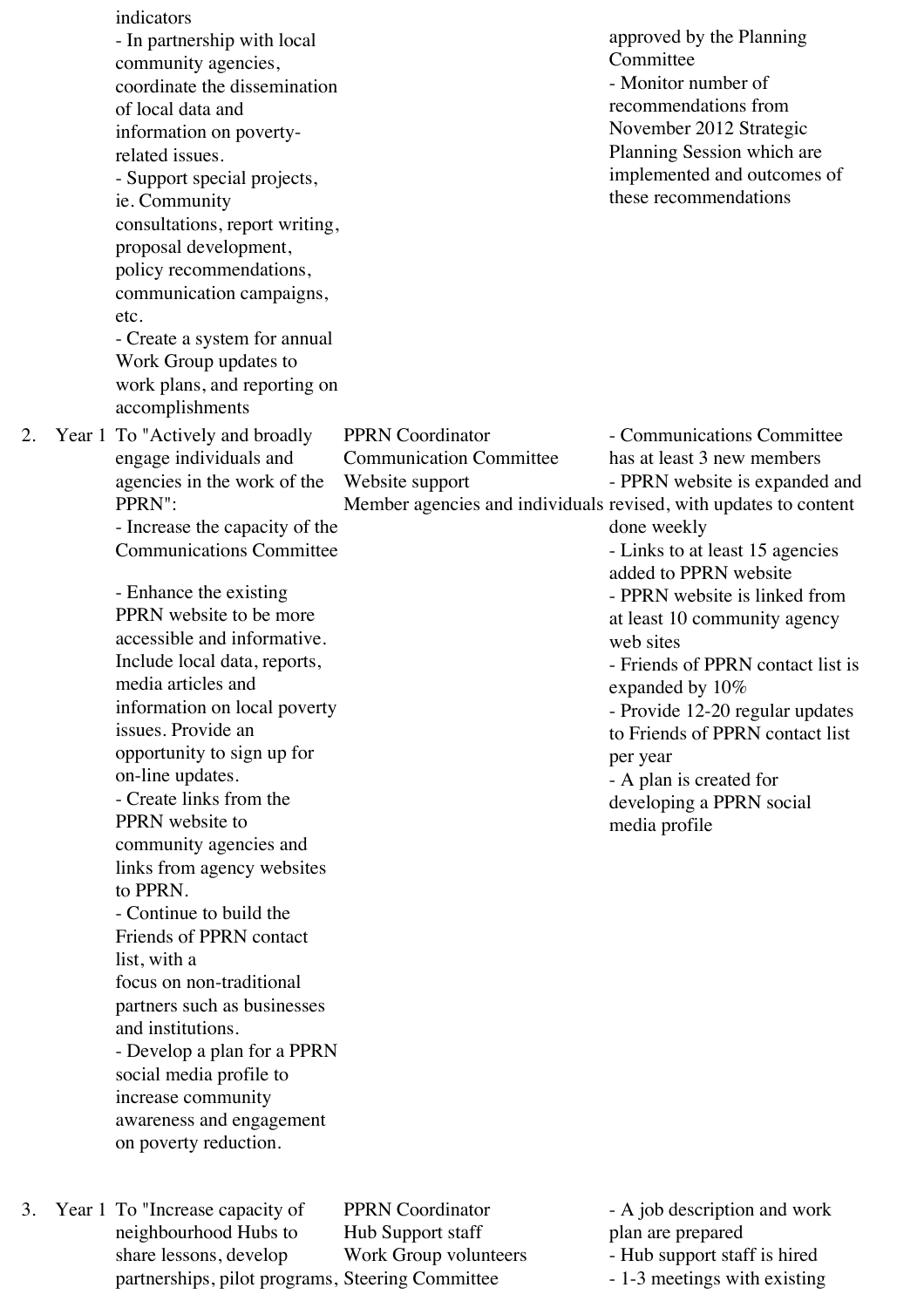| | | | | |
|---|---|---|---|---|
| | | indicators<br>- In partnership with local community agencies, coordinate the dissemination of local data and information on poverty-related issues.<br>- Support special projects, ie. Community consultations, report writing, proposal development, policy recommendations, communication campaigns, etc.<br>- Create a system for annual Work Group updates to work plans, and reporting on accomplishments | | approved by the Planning Committee<br>- Monitor number of recommendations from November 2012 Strategic Planning Session which are implemented and outcomes of these recommendations |
| 2. | Year 1 | To "Actively and broadly engage individuals and agencies in the work of the PPRN":<br>- Increase the capacity of the Communications Committee<br><br>- Enhance the existing PPRN website to be more accessible and informative. Include local data, reports, media articles and information on local poverty issues. Provide an opportunity to sign up for on-line updates.<br>- Create links from the PPRN website to community agencies and links from agency websites to PPRN.<br>- Continue to build the Friends of PPRN contact list, with a focus on non-traditional partners such as businesses and institutions.<br>- Develop a plan for a PPRN social media profile to increase community awareness and engagement on poverty reduction. | PPRN Coordinator<br>Communication Committee<br>Website support<br>Member agencies and individuals | - Communications Committee has at least 3 new members<br>- PPRN website is expanded and revised, with updates to content done weekly<br>- Links to at least 15 agencies added to PPRN website<br>- PPRN website is linked from at least 10 community agency web sites<br>- Friends of PPRN contact list is expanded by 10%<br>- Provide 12-20 regular updates to Friends of PPRN contact list per year<br>- A plan is created for developing a PPRN social media profile |
| 3. | Year 1 | To "Increase capacity of neighbourhood Hubs to share lessons, develop partnerships, pilot programs, | PPRN Coordinator<br>Hub Support staff<br>Work Group volunteers<br>Steering Committee | - A job description and work plan are prepared<br>- Hub support staff is hired<br>- 1-3 meetings with existing |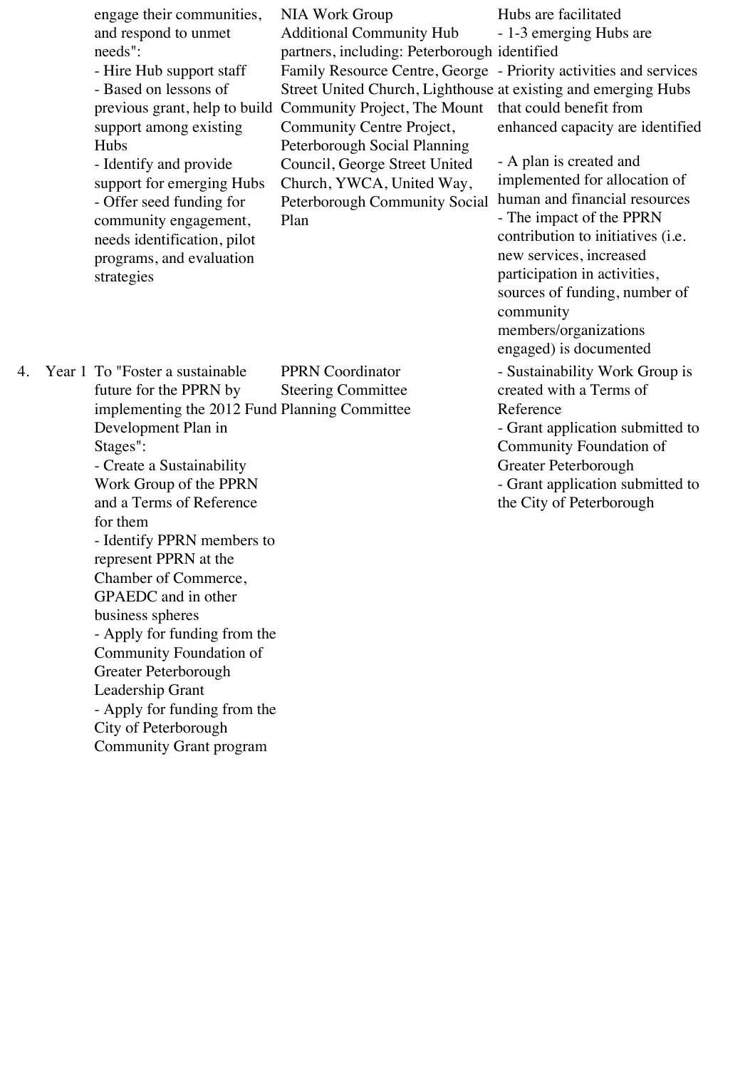| | | | | |
|---|---|---|---|---|
| | | engage their communities, and respond to unmet needs":<br>- Hire Hub support staff<br>- Based on lessons of previous grant, help to build support among existing Hubs<br>- Identify and provide support for emerging Hubs<br>- Offer seed funding for community engagement, needs identification, pilot programs, and evaluation strategies | NIA Work Group<br>Additional Community Hub partners, including: Peterborough Family Resource Centre, George Street United Church, Lighthouse Community Project, The Mount Community Centre Project, Peterborough Social Planning Council, George Street United Church, YWCA, United Way, Peterborough Community Social Plan | Hubs are facilitated<br>- 1-3 emerging Hubs are identified<br>- Priority activities and services at existing and emerging Hubs that could benefit from enhanced capacity are identified<br><br>- A plan is created and implemented for allocation of human and financial resources<br>- The impact of the PPRN contribution to initiatives (i.e. new services, increased participation in activities, sources of funding, number of community members/organizations engaged) is documented |
| 4. | Year 1 | To "Foster a sustainable future for the PPRN by implementing the 2012 Fund Development Plan in Stages":<br>- Create a Sustainability Work Group of the PPRN and a Terms of Reference for them<br>- Identify PPRN members to represent PPRN at the Chamber of Commerce, GPAEDC and in other business spheres<br>- Apply for funding from the Community Foundation of Greater Peterborough Leadership Grant<br>- Apply for funding from the City of Peterborough Community Grant program | PPRN Coordinator<br>Steering Committee<br>Planning Committee | - Sustainability Work Group is created with a Terms of Reference<br>- Grant application submitted to Community Foundation of Greater Peterborough<br>- Grant application submitted to the City of Peterborough |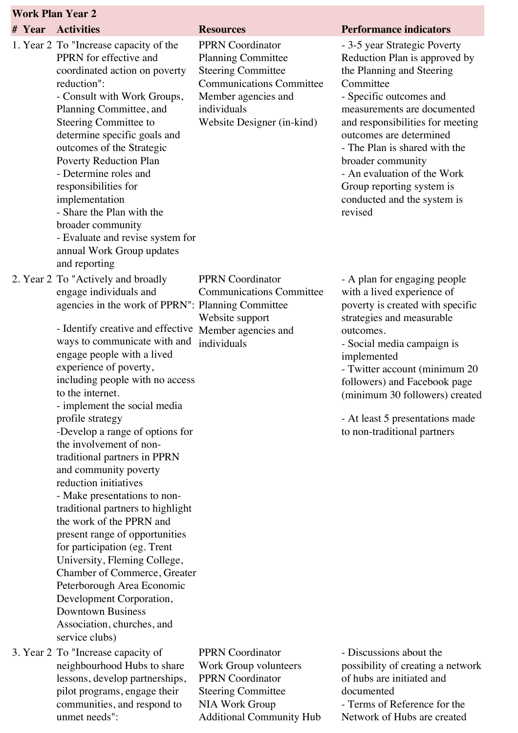| # | Year | Activities | Resources | Performance indicators |
|---|---|---|---|---|
| **Work Plan Year 2** | | | | |
| 1. | Year 2 | To "Increase capacity of the PPRN for effective and coordinated action on poverty reduction":<br>- Consult with Work Groups, Planning Committee, and Steering Committee to determine specific goals and outcomes of the Strategic Poverty Reduction Plan<br>- Determine roles and responsibilities for implementation<br>- Share the Plan with the broader community<br>- Evaluate and revise system for annual Work Group updates and reporting | PPRN Coordinator<br>Planning Committee<br>Steering Committee<br>Communications Committee<br>Member agencies and individuals<br>Website Designer (in-kind) | - 3-5 year Strategic Poverty Reduction Plan is approved by the Planning and Steering Committee<br>- Specific outcomes and measurements are documented and responsibilities for meeting outcomes are determined<br>- The Plan is shared with the broader community<br>- An evaluation of the Work Group reporting system is conducted and the system is revised |
| 2. | Year 2 | To "Actively and broadly engage individuals and agencies in the work of PPRN":<br>- Identify creative and effective ways to communicate with and engage people with a lived experience of poverty, including people with no access to the internet.<br>- implement the social media profile strategy<br>-Develop a range of options for the involvement of non-traditional partners in PPRN and community poverty reduction initiatives<br>- Make presentations to non-traditional partners to highlight the work of the PPRN and present range of opportunities for participation (eg. Trent University, Fleming College, Chamber of Commerce, Greater Peterborough Area Economic Development Corporation, Downtown Business Association, churches, and service clubs) | PPRN Coordinator<br>Communications Committee<br>Planning Committee<br>Website support<br>Member agencies and individuals | - A plan for engaging people with a lived experience of poverty is created with specific strategies and measurable outcomes.<br>- Social media campaign is implemented<br>- Twitter account (minimum 20 followers) and Facebook page (minimum 30 followers) created<br>- At least 5 presentations made to non-traditional partners |
| 3. | Year 2 | To "Increase capacity of neighbourhood Hubs to share lessons, develop partnerships, pilot programs, engage their communities, and respond to unmet needs": | PPRN Coordinator<br>Work Group volunteers<br>PPRN Coordinator<br>Steering Committee<br>NIA Work Group<br>Additional Community Hub | - Discussions about the possibility of creating a network of hubs are initiated and documented<br>- Terms of Reference for the Network of Hubs are created |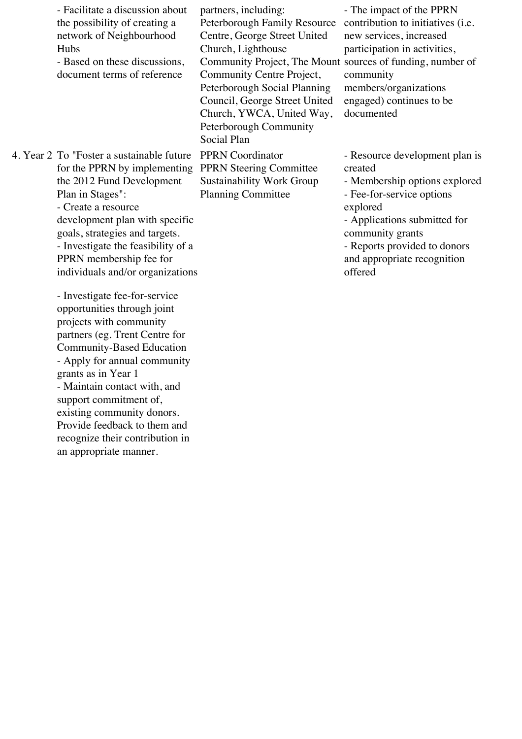| | | | |
|---|---|---|---|
| | - Facilitate a discussion about the possibility of creating a network of Neighbourhood Hubs<br>- Based on these discussions, document terms of reference | partners, including: Peterborough Family Resource Centre, George Street United Church, Lighthouse Community Project, The Mount Community Centre Project, Peterborough Social Planning Council, George Street United Church, YWCA, United Way, Peterborough Community Social Plan | - The impact of the PPRN contribution to initiatives (i.e. new services, increased participation in activities, sources of funding, number of community members/organizations engaged) continues to be documented |
| 4. Year 2 | To "Foster a sustainable future for the PPRN by implementing the 2012 Fund Development Plan in Stages":<br>- Create a resource development plan with specific goals, strategies and targets.<br>- Investigate the feasibility of a PPRN membership fee for individuals and/or organizations<br><br>- Investigate fee-for-service opportunities through joint projects with community partners (eg. Trent Centre for Community-Based Education<br>- Apply for annual community grants as in Year 1<br>- Maintain contact with, and support commitment of, existing community donors. Provide feedback to them and recognize their contribution in an appropriate manner. | PPRN Coordinator<br>PPRN Steering Committee<br>Sustainability Work Group<br>Planning Committee | - Resource development plan is created<br>- Membership options explored<br>- Fee-for-service options explored<br>- Applications submitted for community grants<br>- Reports provided to donors and appropriate recognition offered |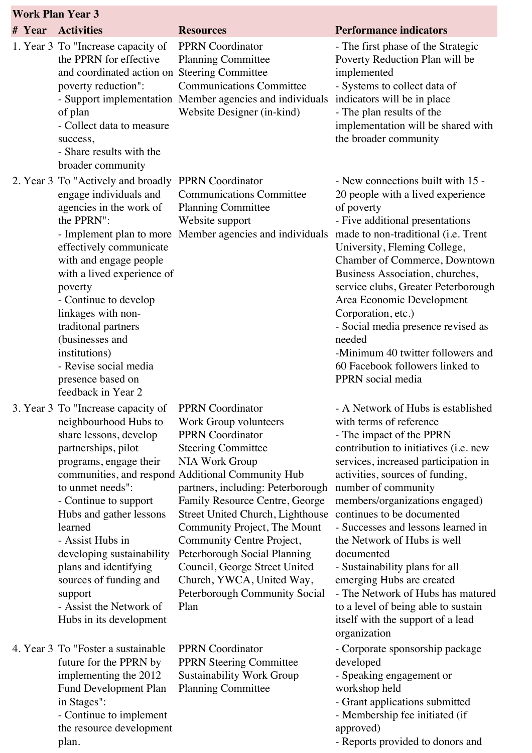| Work Plan Year 3 | | | | |
|---|---|---|---|---|
| **#** | **Year** | **Activities** | **Resources** | **Performance indicators** |
| 1. | Year 3 | To "Increase capacity of the PPRN for effective and coordinated action on poverty reduction":<br>- Support implementation of plan<br>- Collect data to measure success,<br>- Share results with the broader community | PPRN Coordinator<br>Planning Committee<br>Steering Committee<br>Communications Committee<br>Member agencies and individuals<br>Website Designer (in-kind) | - The first phase of the Strategic Poverty Reduction Plan will be implemented<br>- Systems to collect data of indicators will be in place<br>- The plan results of the implementation will be shared with the broader community |
| 2. | Year 3 | To "Actively and broadly engage individuals and agencies in the work of the PPRN":<br>- Implement plan to more effectively communicate with and engage people with a lived experience of poverty<br>- Continue to develop linkages with non-traditonal partners (businesses and institutions)<br>- Revise social media presence based on feedback in Year 2 | PPRN Coordinator<br>Communications Committee<br>Planning Committee<br>Website support<br>Member agencies and individuals | - New connections built with 15 - 20 people with a lived experience of poverty<br>- Five additional presentations made to non-traditional (i.e. Trent University, Fleming College, Chamber of Commerce, Downtown Business Association, churches, service clubs, Greater Peterborough Area Economic Development Corporation, etc.)<br>- Social media presence revised as needed<br>-Minimum 40 twitter followers and 60 Facebook followers linked to PPRN social media |
| 3. | Year 3 | To "Increase capacity of neighbourhood Hubs to share lessons, develop partnerships, pilot programs, engage their communities, and respond to unmet needs":<br>- Continue to support Hubs and gather lessons learned<br>- Assist Hubs in developing sustainability plans and identifying sources of funding and support<br>- Assist the Network of Hubs in its development | PPRN Coordinator<br>Work Group volunteers<br>PPRN Coordinator<br>Steering Committee<br>NIA Work Group<br>Additional Community Hub partners, including: Peterborough Family Resource Centre, George Street United Church, Lighthouse Community Project, The Mount Community Centre Project, Peterborough Social Planning Council, George Street United Church, YWCA, United Way, Peterborough Community Social Plan | - A Network of Hubs is established with terms of reference<br>- The impact of the PPRN contribution to initiatives (i.e. new services, increased participation in activities, sources of funding, number of community members/organizations engaged) continues to be documented<br>- Successes and lessons learned in the Network of Hubs is well documented<br>- Sustainability plans for all emerging Hubs are created<br>- The Network of Hubs has matured to a level of being able to sustain itself with the support of a lead organization |
| 4. | Year 3 | To "Foster a sustainable future for the PPRN by implementing the 2012 Fund Development Plan in Stages":<br>- Continue to implement the resource development plan. | PPRN Coordinator<br>PPRN Steering Committee<br>Sustainability Work Group<br>Planning Committee | - Corporate sponsorship package developed<br>- Speaking engagement or workshop held<br>- Grant applications submitted<br>- Membership fee initiated (if approved)<br>- Reports provided to donors and |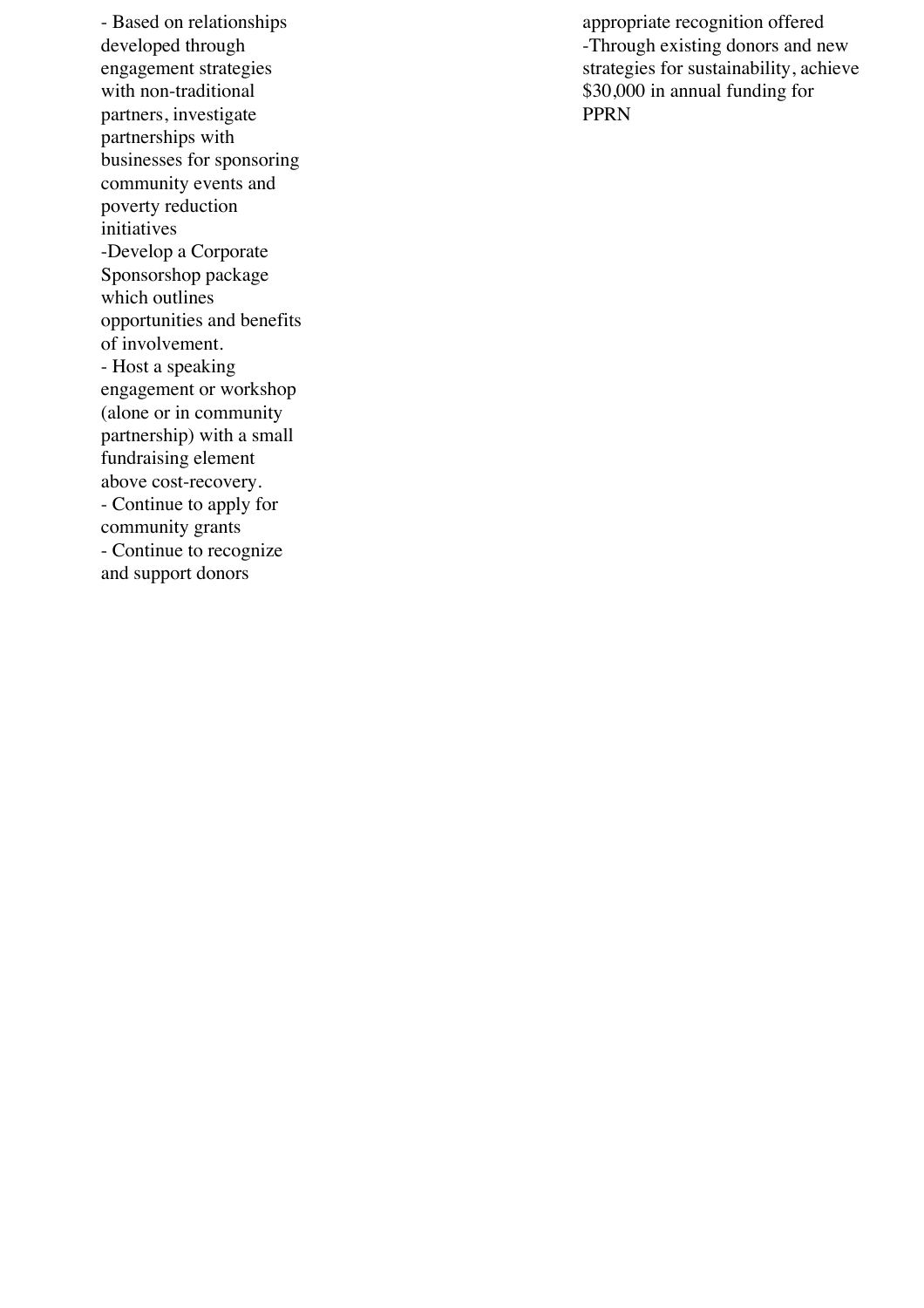- Based on relationships developed through engagement strategies with non-traditional partners, investigate partnerships with businesses for sponsoring community events and poverty reduction initiatives
-Develop a Corporate Sponsorshop package which outlines opportunities and benefits of involvement.
- Host a speaking engagement or workshop (alone or in community partnership) with a small fundraising element above cost-recovery.
- Continue to apply for community grants
- Continue to recognize and support donors

appropriate recognition offered
-Through existing donors and new strategies for sustainability, achieve $30,000 in annual funding for PPRN